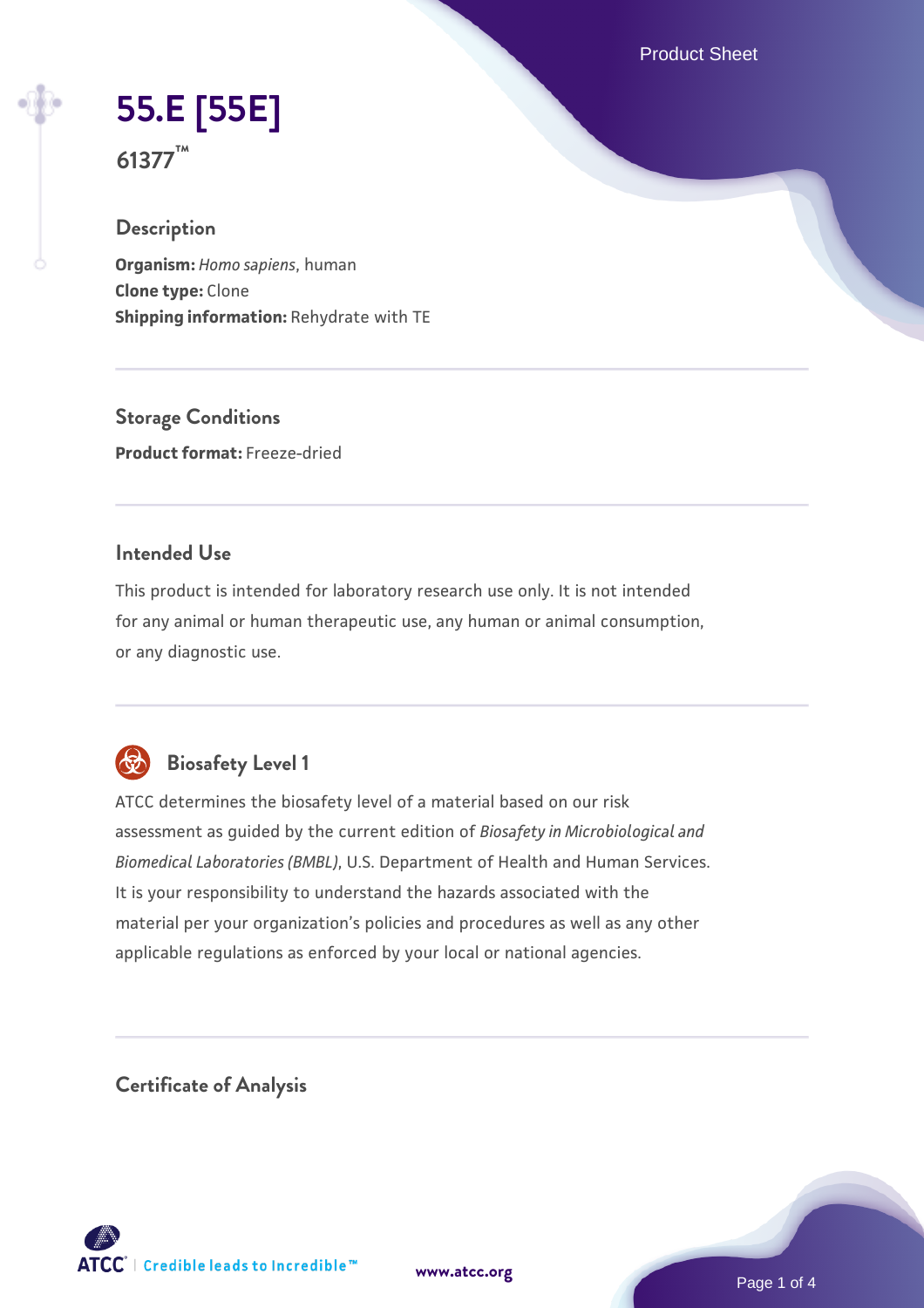# 55.E [55E]

61377™

## Description

**Organism:** *Homo sapiens*, human
**Clone type:** Clone
**Shipping information:** Rehydrate with TE

## Storage Conditions

**Product format:** Freeze-dried

## Intended Use

This product is intended for laboratory research use only. It is not intended for any animal or human therapeutic use, any human or animal consumption, or any diagnostic use.

## Biosafety Level 1

ATCC determines the biosafety level of a material based on our risk assessment as guided by the current edition of *Biosafety in Microbiological and Biomedical Laboratories (BMBL)*, U.S. Department of Health and Human Services. It is your responsibility to understand the hazards associated with the material per your organization's policies and procedures as well as any other applicable regulations as enforced by your local or national agencies.

## Certificate of Analysis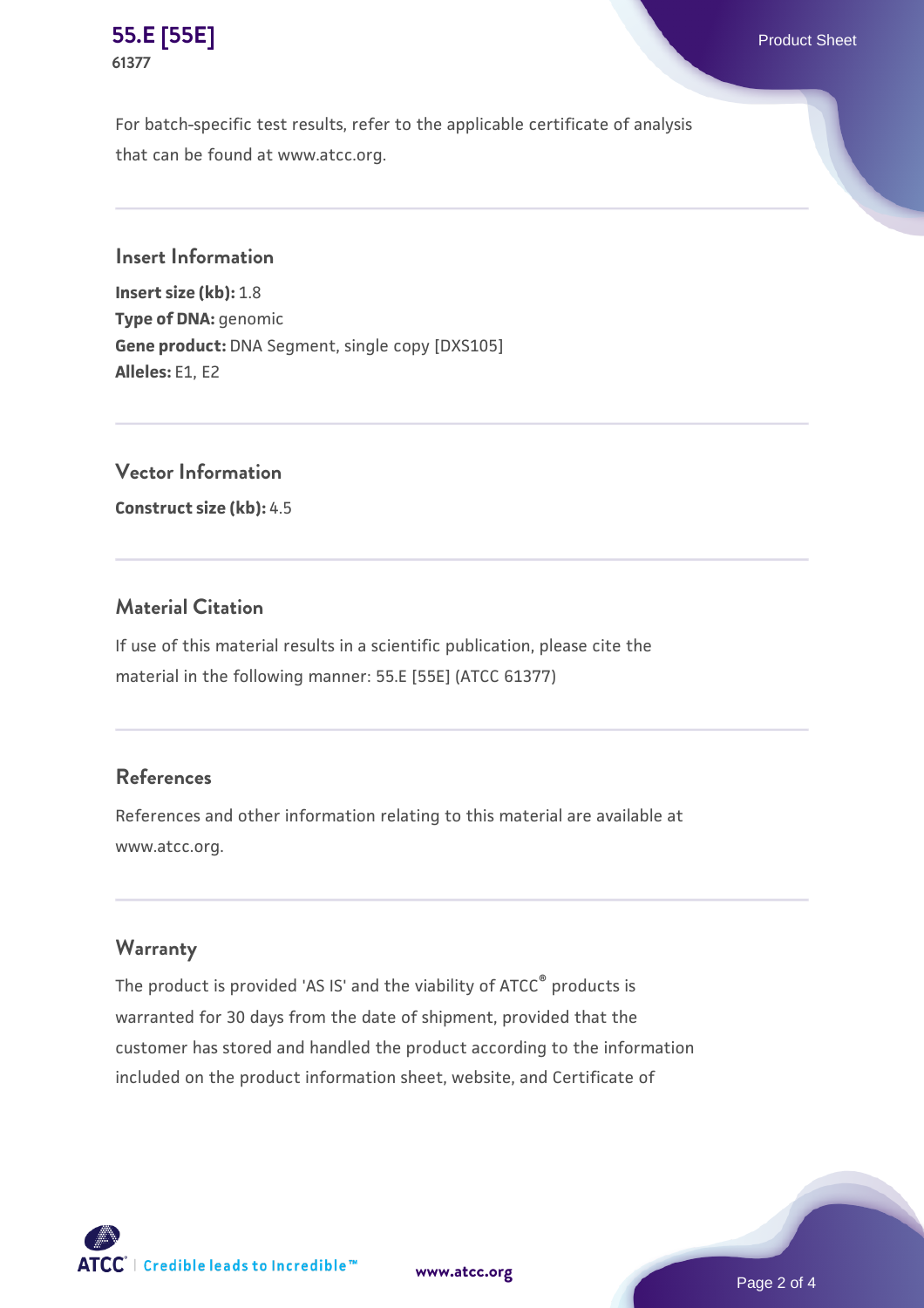For batch-specific test results, refer to the applicable certificate of analysis that can be found at www.atcc.org.

## Insert Information

**Insert size (kb):** 1.8
**Type of DNA:** genomic
**Gene product:** DNA Segment, single copy [DXS105]
**Alleles:** E1, E2

## Vector Information

**Construct size (kb):** 4.5

## Material Citation

If use of this material results in a scientific publication, please cite the material in the following manner: 55.E [55E] (ATCC 61377)

## References

References and other information relating to this material are available at www.atcc.org.

## Warranty

The product is provided 'AS IS' and the viability of ATCC® products is warranted for 30 days from the date of shipment, provided that the customer has stored and handled the product according to the information included on the product information sheet, website, and Certificate of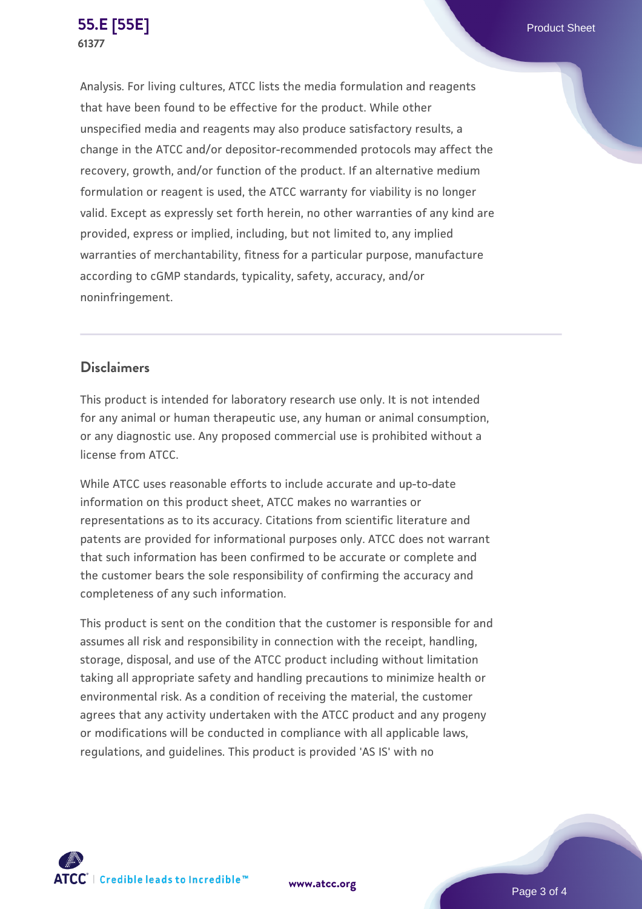Analysis. For living cultures, ATCC lists the media formulation and reagents that have been found to be effective for the product. While other unspecified media and reagents may also produce satisfactory results, a change in the ATCC and/or depositor-recommended protocols may affect the recovery, growth, and/or function of the product. If an alternative medium formulation or reagent is used, the ATCC warranty for viability is no longer valid. Except as expressly set forth herein, no other warranties of any kind are provided, express or implied, including, but not limited to, any implied warranties of merchantability, fitness for a particular purpose, manufacture according to cGMP standards, typicality, safety, accuracy, and/or noninfringement.

## Disclaimers

This product is intended for laboratory research use only. It is not intended for any animal or human therapeutic use, any human or animal consumption, or any diagnostic use. Any proposed commercial use is prohibited without a license from ATCC.

While ATCC uses reasonable efforts to include accurate and up-to-date information on this product sheet, ATCC makes no warranties or representations as to its accuracy. Citations from scientific literature and patents are provided for informational purposes only. ATCC does not warrant that such information has been confirmed to be accurate or complete and the customer bears the sole responsibility of confirming the accuracy and completeness of any such information.

This product is sent on the condition that the customer is responsible for and assumes all risk and responsibility in connection with the receipt, handling, storage, disposal, and use of the ATCC product including without limitation taking all appropriate safety and handling precautions to minimize health or environmental risk. As a condition of receiving the material, the customer agrees that any activity undertaken with the ATCC product and any progeny or modifications will be conducted in compliance with all applicable laws, regulations, and guidelines. This product is provided 'AS IS' with no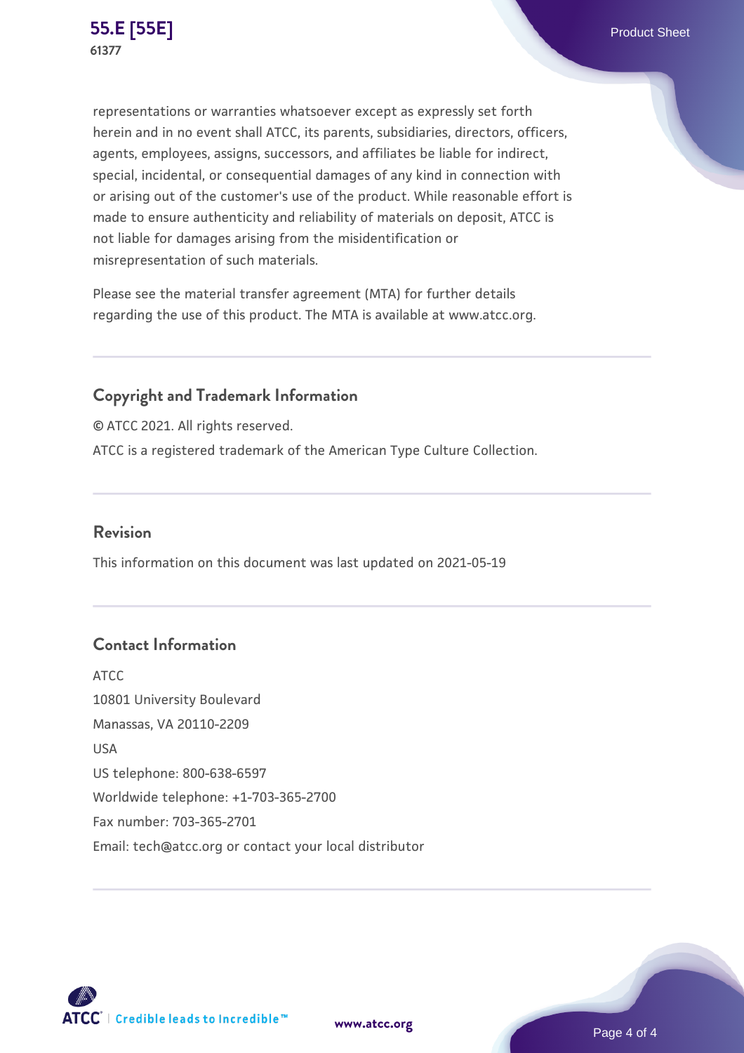representations or warranties whatsoever except as expressly set forth herein and in no event shall ATCC, its parents, subsidiaries, directors, officers, agents, employees, assigns, successors, and affiliates be liable for indirect, special, incidental, or consequential damages of any kind in connection with or arising out of the customer's use of the product. While reasonable effort is made to ensure authenticity and reliability of materials on deposit, ATCC is not liable for damages arising from the misidentification or misrepresentation of such materials.

Please see the material transfer agreement (MTA) for further details regarding the use of this product. The MTA is available at www.atcc.org.

## Copyright and Trademark Information

© ATCC 2021. All rights reserved.

ATCC is a registered trademark of the American Type Culture Collection.

## Revision

This information on this document was last updated on 2021-05-19

## Contact Information

ATCC
10801 University Boulevard
Manassas, VA 20110-2209
USA
US telephone: 800-638-6597
Worldwide telephone: +1-703-365-2700
Fax number: 703-365-2701
Email: tech@atcc.org or contact your local distributor